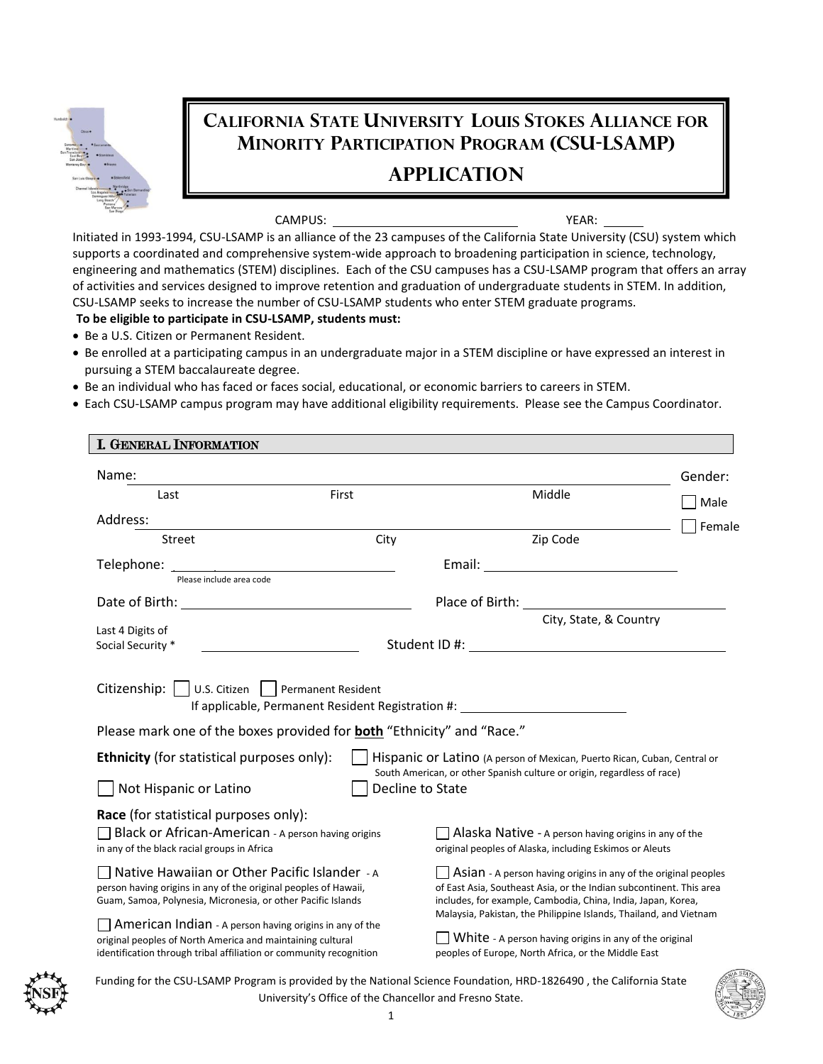# California State University Louis Stokes Alliance for Minority Participation Program (CSU-LSAMP)

## APPLICATION

CAMPUS: ____________________ YEAR: ______

Initiated in 1993-1994, CSU-LSAMP is an alliance of the 23 campuses of the California State University (CSU) system which supports a coordinated and comprehensive system-wide approach to broadening participation in science, technology, engineering and mathematics (STEM) disciplines. Each of the CSU campuses has a CSU-LSAMP program that offers an array of activities and services designed to improve retention and graduation of undergraduate students in STEM. In addition, CSU-LSAMP seeks to increase the number of CSU-LSAMP students who enter STEM graduate programs.

**To be eligible to participate in CSU-LSAMP, students must:**

- Be a U.S. Citizen or Permanent Resident.
- Be enrolled at a participating campus in an undergraduate major in a STEM discipline or have expressed an interest in pursuing a STEM baccalaureate degree.
- Be an individual who has faced or faces social, educational, or economic barriers to careers in STEM.
- Each CSU-LSAMP campus program may have additional eligibility requirements. Please see the Campus Coordinator.

## I. General Information

Name: ________________________________________
Last First Middle

Gender: ☐ Male ☐ Female

Address: ________________________________________
Street City Zip Code

Telephone: ____________________ Email: ____________________
Please include area code

Date of Birth: ____________________ Place of Birth: ____________________
City, State, & Country

Last 4 Digits of Social Security * ____________________ Student ID #: ____________________

Citizenship: ☐ U.S. Citizen ☐ Permanent Resident
If applicable, Permanent Resident Registration #: ____________________

Please mark one of the boxes provided for **both** "Ethnicity" and "Race."

**Ethnicity** (for statistical purposes only):

☐ Hispanic or Latino (A person of Mexican, Puerto Rican, Cuban, Central or South American, or other Spanish culture or origin, regardless of race)

☐ Not Hispanic or Latino

☐ Decline to State

**Race** (for statistical purposes only):

☐ Black or African-American - A person having origins in any of the black racial groups in Africa

☐ Alaska Native - A person having origins in any of the original peoples of Alaska, including Eskimos or Aleuts

☐ Native Hawaiian or Other Pacific Islander - A person having origins in any of the original peoples of Hawaii, Guam, Samoa, Polynesia, Micronesia, or other Pacific Islands

☐ Asian - A person having origins in any of the original peoples of East Asia, Southeast Asia, or the Indian subcontinent. This area includes, for example, Cambodia, China, India, Japan, Korea, Malaysia, Pakistan, the Philippine Islands, Thailand, and Vietnam

☐ American Indian - A person having origins in any of the original peoples of North America and maintaining cultural identification through tribal affiliation or community recognition

☐ White - A person having origins in any of the original peoples of Europe, North Africa, or the Middle East

Funding for the CSU-LSAMP Program is provided by the National Science Foundation, HRD-1826490 , the California State University's Office of the Chancellor and Fresno State.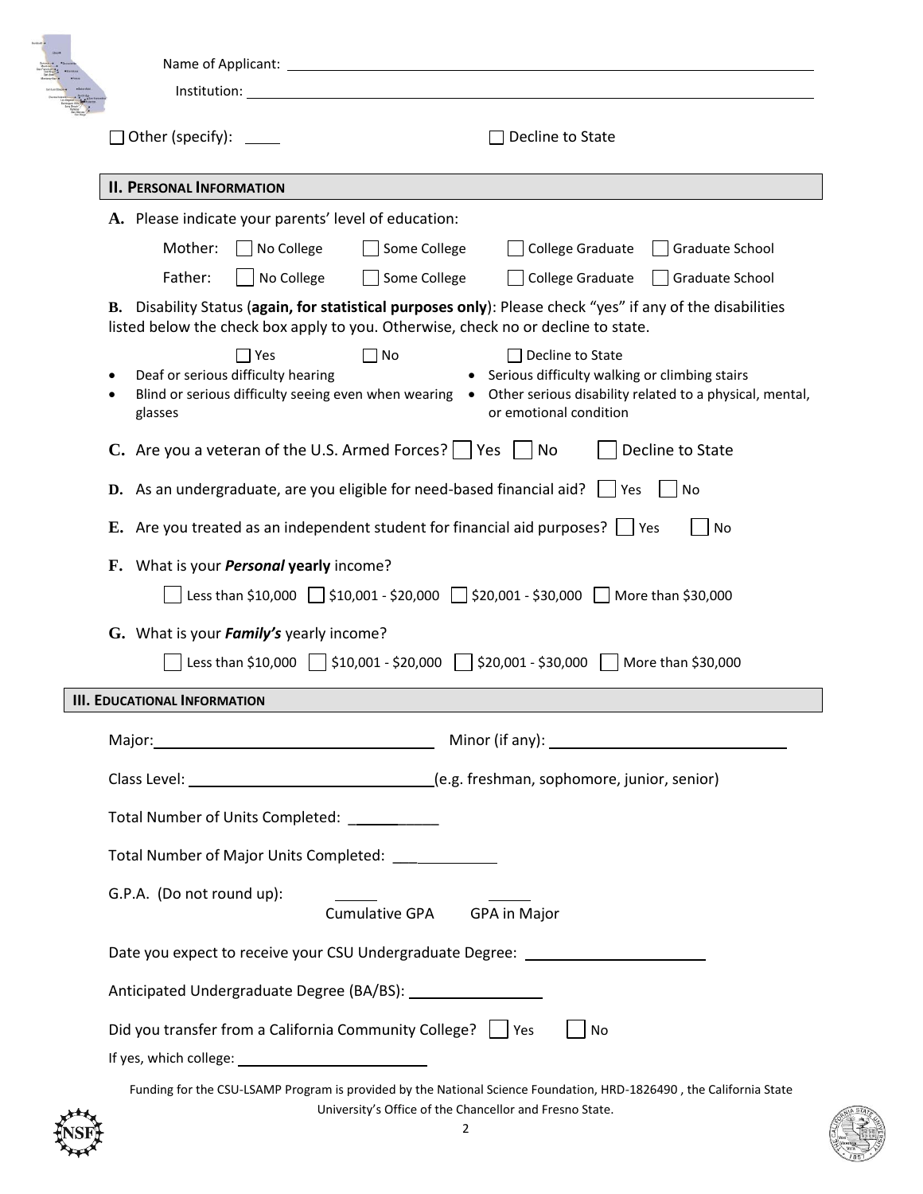Name of Applicant: ______________________________

Institution: ______________________________

☐ Other (specify): _____ ☐ Decline to State

## II. Personal Information

**A.** Please indicate your parents' level of education:

Mother: ☐ No College ☐ Some College ☐ College Graduate ☐ Graduate School

Father: ☐ No College ☐ Some College ☐ College Graduate ☐ Graduate School

**B.** Disability Status (**again, for statistical purposes only**): Please check "yes" if any of the disabilities listed below the check box apply to you. Otherwise, check no or decline to state.

☐ Yes ☐ No ☐ Decline to State

- Deaf or serious difficulty hearing
- Blind or serious difficulty seeing even when wearing glasses
- Serious difficulty walking or climbing stairs
- Other serious disability related to a physical, mental, or emotional condition

**C.** Are you a veteran of the U.S. Armed Forces? ☐ Yes ☐ No ☐ Decline to State

**D.** As an undergraduate, are you eligible for need-based financial aid? ☐ Yes ☐ No

**E.** Are you treated as an independent student for financial aid purposes? ☐ Yes ☐ No

**F.** What is your ***Personal*** **yearly** income?

☐ Less than $10,000 ☐ $10,001 - $20,000 ☐ $20,001 - $30,000 ☐ More than $30,000

**G.** What is your ***Family's*** yearly income?

☐ Less than $10,000 ☐ $10,001 - $20,000 ☐ $20,001 - $30,000 ☐ More than $30,000

## III. Educational Information

Major: ______________________________ Minor (if any): ______________________________

Class Level: ______________________________ (e.g. freshman, sophomore, junior, senior)

Total Number of Units Completed: __________

Total Number of Major Units Completed: __________

G.P.A. (Do not round up): _____ Cumulative GPA _____ GPA in Major

Date you expect to receive your CSU Undergraduate Degree: ____________________

Anticipated Undergraduate Degree (BA/BS): ________________

Did you transfer from a California Community College? ☐ Yes ☐ No

If yes, which college: ______________________

Funding for the CSU-LSAMP Program is provided by the National Science Foundation, HRD-1826490 , the California State University's Office of the Chancellor and Fresno State.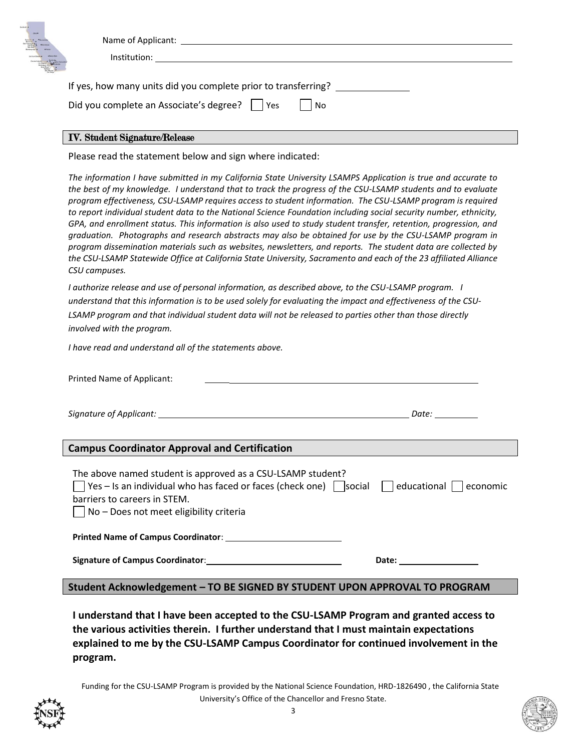Name of Applicant: ______________________________

Institution: ______________________________

If yes, how many units did you complete prior to transferring? ______________

Did you complete an Associate's degree? ☐ Yes ☐ No

## IV. Student Signature/Release

Please read the statement below and sign where indicated:

*The information I have submitted in my California State University LSAMPS Application is true and accurate to the best of my knowledge. I understand that to track the progress of the CSU-LSAMP students and to evaluate program effectiveness, CSU-LSAMP requires access to student information. The CSU-LSAMP program is required to report individual student data to the National Science Foundation including social security number, ethnicity, GPA, and enrollment status. This information is also used to study student transfer, retention, progression, and graduation. Photographs and research abstracts may also be obtained for use by the CSU-LSAMP program in program dissemination materials such as websites, newsletters, and reports. The student data are collected by the CSU-LSAMP Statewide Office at California State University, Sacramento and each of the 23 affiliated Alliance CSU campuses.*

*I authorize release and use of personal information, as described above, to the CSU-LSAMP program. I understand that this information is to be used solely for evaluating the impact and effectiveness of the CSU-LSAMP program and that individual student data will not be released to parties other than those directly involved with the program.*

*I have read and understand all of the statements above.*

Printed Name of Applicant: ______________________________

*Signature of Applicant:* ______________________________ *Date:* __________

## Campus Coordinator Approval and Certification

The above named student is approved as a CSU-LSAMP student?

☐ Yes – Is an individual who has faced or faces (check one) ☐ social ☐ educational ☐ economic barriers to careers in STEM.

☐ No – Does not meet eligibility criteria

**Printed Name of Campus Coordinator**: ______________________________

**Signature of Campus Coordinator**: ______________________________ **Date:** __________

## Student Acknowledgement – TO BE SIGNED BY STUDENT UPON APPROVAL TO PROGRAM

**I understand that I have been accepted to the CSU-LSAMP Program and granted access to the various activities therein. I further understand that I must maintain expectations explained to me by the CSU-LSAMP Campus Coordinator for continued involvement in the program.**

Funding for the CSU-LSAMP Program is provided by the National Science Foundation, HRD-1826490 , the California State University's Office of the Chancellor and Fresno State.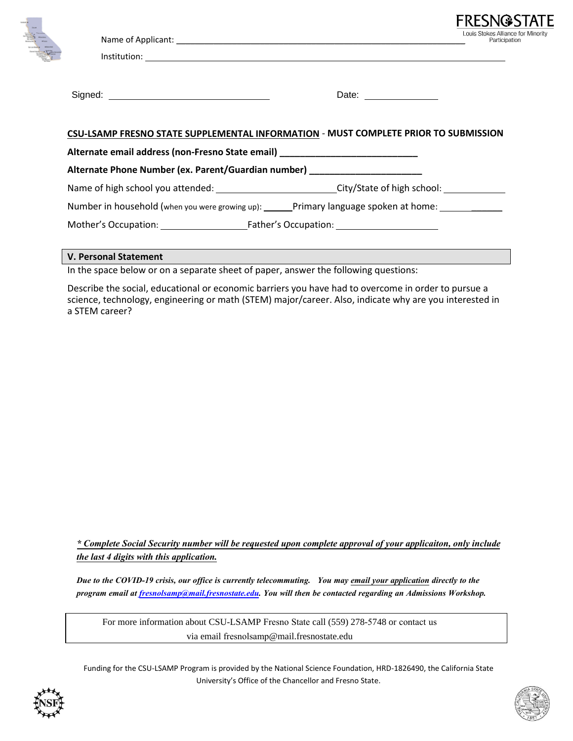FRESNO STATE
Louis Stokes Alliance for Minority Participation

Name of Applicant: ______________________________________________

Institution: ______________________________________________

Signed: ______________________________ Date: ______________

**CSU-LSAMP FRESNO STATE SUPPLEMENTAL INFORMATION** - **MUST COMPLETE PRIOR TO SUBMISSION**

**Alternate email address (non-Fresno State email)** ___________________________

**Alternate Phone Number (ex. Parent/Guardian number)** ______________________

Name of high school you attended: ______________________ City/State of high school: ____________

Number in household (when you were growing up): ______ Primary language spoken at home: _____________

Mother's Occupation: ________________ Father's Occupation: ____________________

## V. Personal Statement

In the space below or on a separate sheet of paper, answer the following questions:

Describe the social, educational or economic barriers you have had to overcome in order to pursue a science, technology, engineering or math (STEM) major/career. Also, indicate why are you interested in a STEM career?

***\* Complete Social Security number will be requested upon complete approval of your applicaiton, only include the last 4 digits with this application.***

***Due to the COVID-19 crisis, our office is currently telecommuting. You may email your application directly to the program email at fresnolsamp@mail.fresnostate.edu. You will then be contacted regarding an Admissions Workshop.***

For more information about CSU-LSAMP Fresno State call (559) 278-5748 or contact us via email fresnolsamp@mail.fresnostate.edu

Funding for the CSU-LSAMP Program is provided by the National Science Foundation, HRD-1826490, the California State University's Office of the Chancellor and Fresno State.